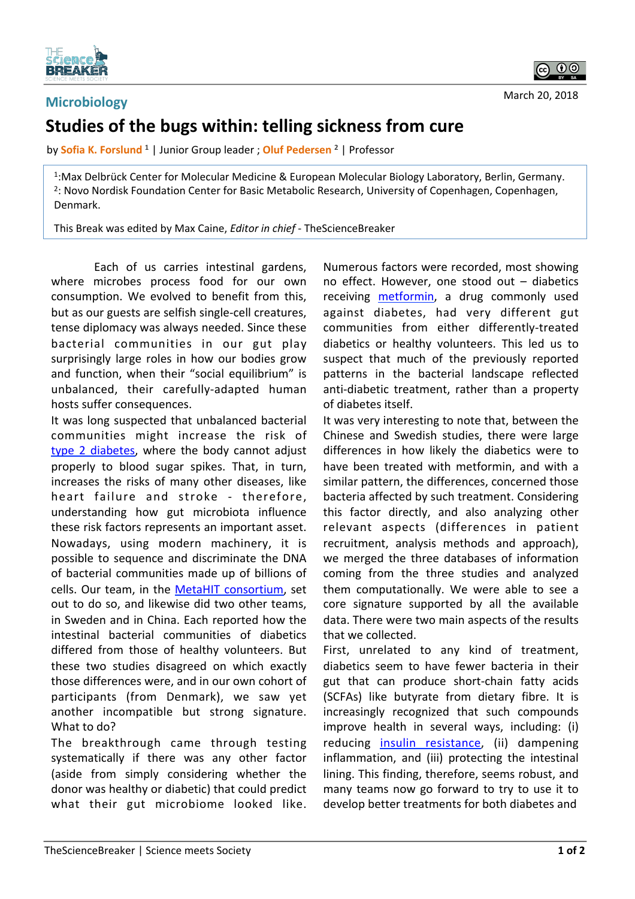Microbiology

March 20, 2018

# Studies of the bugs within: telling sickness from cure

by Sofia K. Forslund [1] | Junior Group leader ; Oluf Pedersen [2] | Professor

[1]:Max Delbrück Center for Molecular Medicine & European Molecular Biology Laboratory, Berlin, Germany.
[2]: Novo Nordisk Foundation Center for Basic Metabolic Research, University of Copenhagen, Copenhagen, Denmark.

This Break was edited by Max Caine, *Editor in chief* - TheScienceBreaker

Each of us carries intestinal gardens, where microbes process food for our own consumption. We evolved to benefit from this, but as our guests are selfish single-cell creatures, tense diplomacy was always needed. Since these bacterial communities in our gut play surprisingly large roles in how our bodies grow and function, when their "social equilibrium" is unbalanced, their carefully-adapted human hosts suffer consequences.

It was long suspected that unbalanced bacterial communities might increase the risk of type 2 diabetes, where the body cannot adjust properly to blood sugar spikes. That, in turn, increases the risks of many other diseases, like heart failure and stroke - therefore, understanding how gut microbiota influence these risk factors represents an important asset.

Nowadays, using modern machinery, it is possible to sequence and discriminate the DNA of bacterial communities made up of billions of cells. Our team, in the MetaHIT consortium, set out to do so, and likewise did two other teams, in Sweden and in China. Each reported how the intestinal bacterial communities of diabetics differed from those of healthy volunteers. But these two studies disagreed on which exactly those differences were, and in our own cohort of participants (from Denmark), we saw yet another incompatible but strong signature. What to do?

The breakthrough came through testing systematically if there was any other factor (aside from simply considering whether the donor was healthy or diabetic) that could predict what their gut microbiome looked like. Numerous factors were recorded, most showing no effect. However, one stood out – diabetics receiving metformin, a drug commonly used against diabetes, had very different gut communities from either differently-treated diabetics or healthy volunteers. This led us to suspect that much of the previously reported patterns in the bacterial landscape reflected anti-diabetic treatment, rather than a property of diabetes itself.

It was very interesting to note that, between the Chinese and Swedish studies, there were large differences in how likely the diabetics were to have been treated with metformin, and with a similar pattern, the differences, concerned those bacteria affected by such treatment. Considering this factor directly, and also analyzing other relevant aspects (differences in patient recruitment, analysis methods and approach), we merged the three databases of information coming from the three studies and analyzed them computationally. We were able to see a core signature supported by all the available data. There were two main aspects of the results that we collected.

First, unrelated to any kind of treatment, diabetics seem to have fewer bacteria in their gut that can produce short-chain fatty acids (SCFAs) like butyrate from dietary fibre. It is increasingly recognized that such compounds improve health in several ways, including: (i) reducing insulin resistance, (ii) dampening inflammation, and (iii) protecting the intestinal lining. This finding, therefore, seems robust, and many teams now go forward to try to use it to develop better treatments for both diabetes and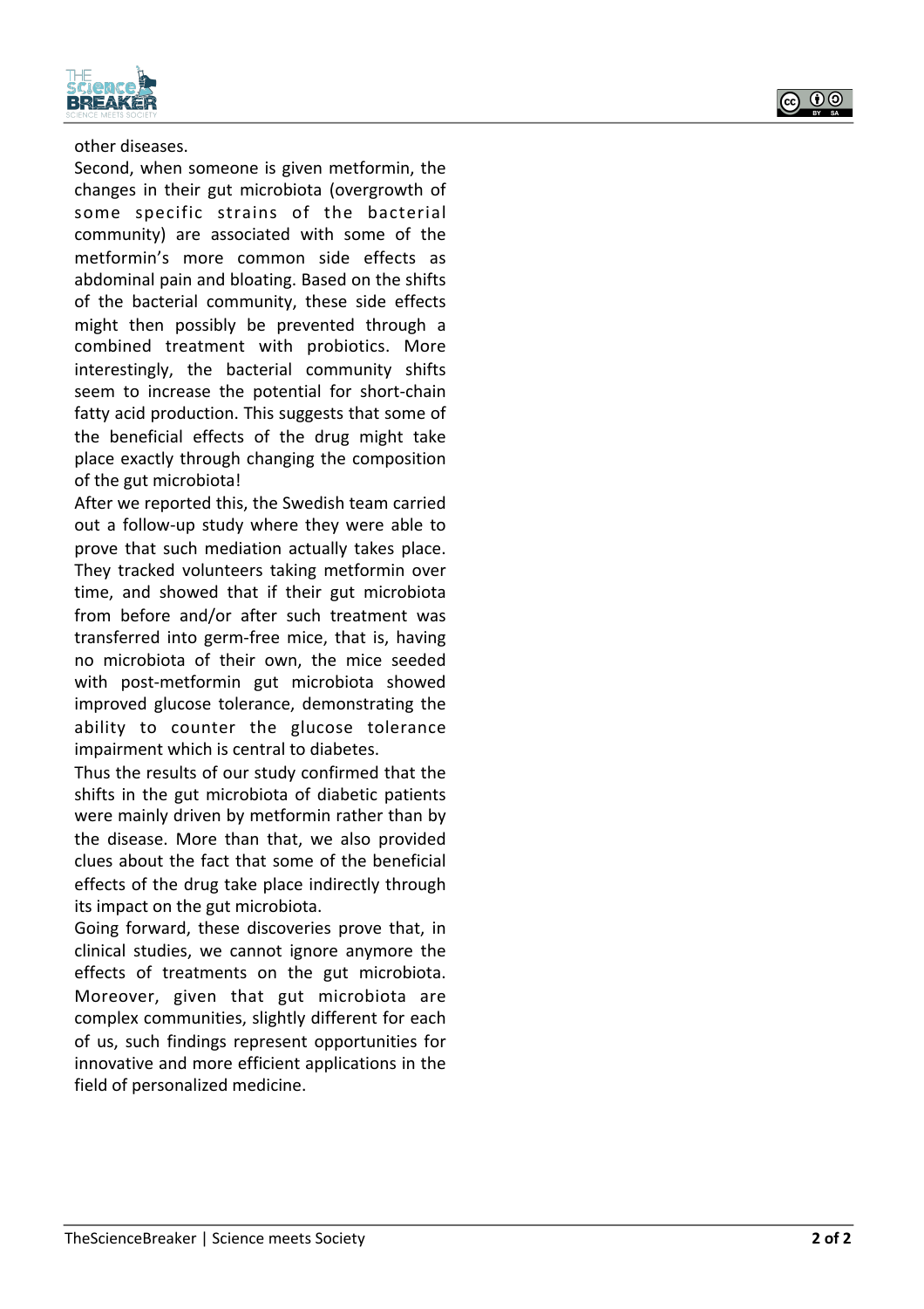other diseases.

Second, when someone is given metformin, the changes in their gut microbiota (overgrowth of some specific strains of the bacterial community) are associated with some of the metformin's more common side effects as abdominal pain and bloating. Based on the shifts of the bacterial community, these side effects might then possibly be prevented through a combined treatment with probiotics. More interestingly, the bacterial community shifts seem to increase the potential for short-chain fatty acid production. This suggests that some of the beneficial effects of the drug might take place exactly through changing the composition of the gut microbiota!

After we reported this, the Swedish team carried out a follow-up study where they were able to prove that such mediation actually takes place. They tracked volunteers taking metformin over time, and showed that if their gut microbiota from before and/or after such treatment was transferred into germ-free mice, that is, having no microbiota of their own, the mice seeded with post-metformin gut microbiota showed improved glucose tolerance, demonstrating the ability to counter the glucose tolerance impairment which is central to diabetes.

Thus the results of our study confirmed that the shifts in the gut microbiota of diabetic patients were mainly driven by metformin rather than by the disease. More than that, we also provided clues about the fact that some of the beneficial effects of the drug take place indirectly through its impact on the gut microbiota.

Going forward, these discoveries prove that, in clinical studies, we cannot ignore anymore the effects of treatments on the gut microbiota. Moreover, given that gut microbiota are complex communities, slightly different for each of us, such findings represent opportunities for innovative and more efficient applications in the field of personalized medicine.